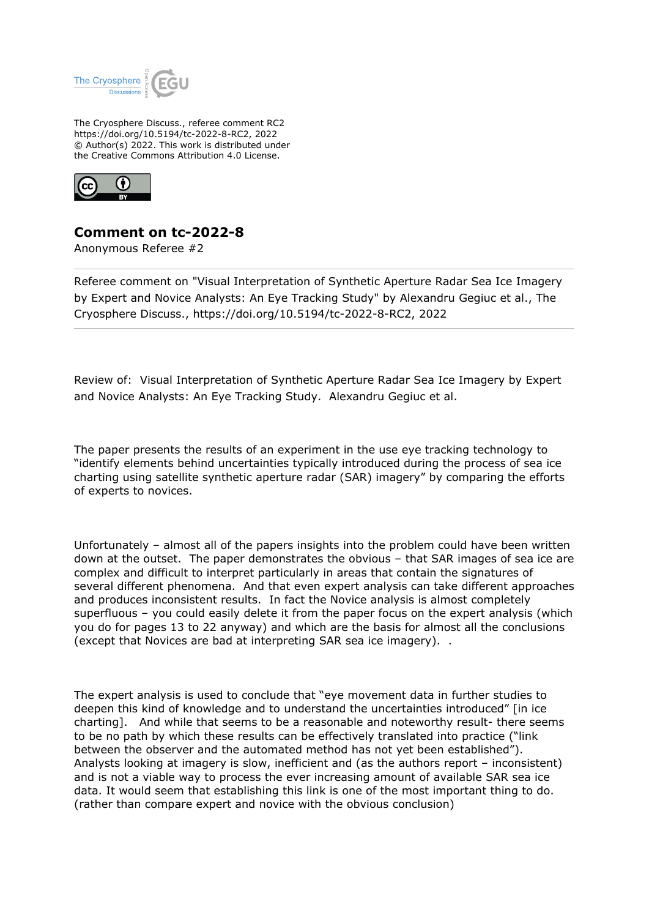The Cryosphere Discuss., referee comment RC2
https://doi.org/10.5194/tc-2022-8-RC2, 2022
© Author(s) 2022. This work is distributed under
the Creative Commons Attribution 4.0 License.

## Comment on tc-2022-8

Anonymous Referee #2

Referee comment on "Visual Interpretation of Synthetic Aperture Radar Sea Ice Imagery by Expert and Novice Analysts: An Eye Tracking Study" by Alexandru Gegiuc et al., The Cryosphere Discuss., https://doi.org/10.5194/tc-2022-8-RC2, 2022

---

Review of: Visual Interpretation of Synthetic Aperture Radar Sea Ice Imagery by Expert and Novice Analysts: An Eye Tracking Study. Alexandru Gegiuc et al.

The paper presents the results of an experiment in the use eye tracking technology to "identify elements behind uncertainties typically introduced during the process of sea ice charting using satellite synthetic aperture radar (SAR) imagery" by comparing the efforts of experts to novices.

Unfortunately – almost all of the papers insights into the problem could have been written down at the outset. The paper demonstrates the obvious – that SAR images of sea ice are complex and difficult to interpret particularly in areas that contain the signatures of several different phenomena. And that even expert analysis can take different approaches and produces inconsistent results. In fact the Novice analysis is almost completely superfluous – you could easily delete it from the paper focus on the expert analysis (which you do for pages 13 to 22 anyway) and which are the basis for almost all the conclusions (except that Novices are bad at interpreting SAR sea ice imagery). .

The expert analysis is used to conclude that "eye movement data in further studies to deepen this kind of knowledge and to understand the uncertainties introduced" [in ice charting]. And while that seems to be a reasonable and noteworthy result- there seems to be no path by which these results can be effectively translated into practice ("link between the observer and the automated method has not yet been established"). Analysts looking at imagery is slow, inefficient and (as the authors report – inconsistent) and is not a viable way to process the ever increasing amount of available SAR sea ice data. It would seem that establishing this link is one of the most important thing to do. (rather than compare expert and novice with the obvious conclusion)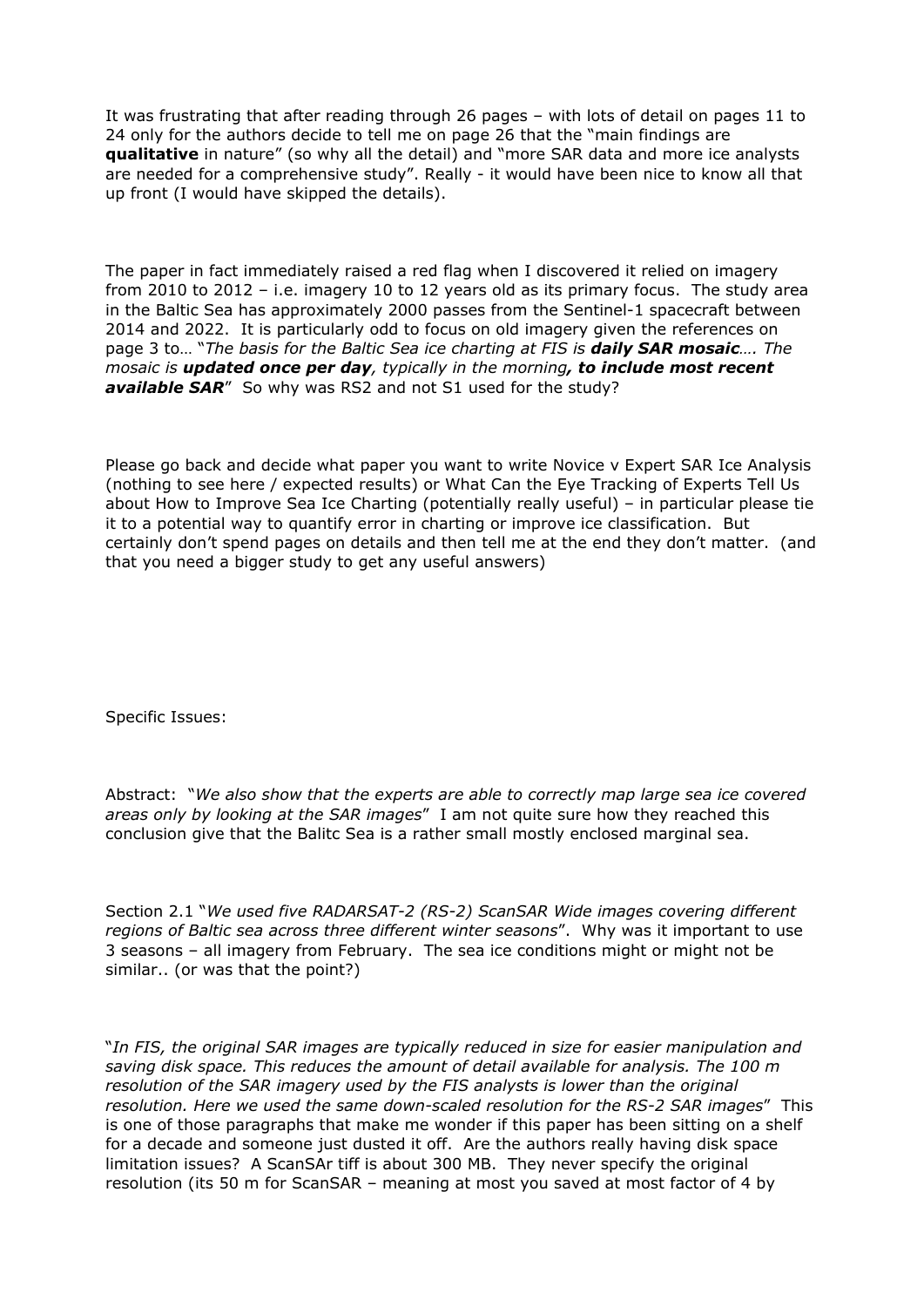It was frustrating that after reading through 26 pages – with lots of detail on pages 11 to 24 only for the authors decide to tell me on page 26 that the "main findings are **qualitative** in nature" (so why all the detail) and "more SAR data and more ice analysts are needed for a comprehensive study". Really - it would have been nice to know all that up front (I would have skipped the details).

The paper in fact immediately raised a red flag when I discovered it relied on imagery from 2010 to 2012 – i.e. imagery 10 to 12 years old as its primary focus. The study area in the Baltic Sea has approximately 2000 passes from the Sentinel-1 spacecraft between 2014 and 2022. It is particularly odd to focus on old imagery given the references on page 3 to… "*The basis for the Baltic Sea ice charting at FIS is **daily SAR mosaic**…. The mosaic is **updated once per day**, typically in the morning**, to include most recent available SAR***" So why was RS2 and not S1 used for the study?

Please go back and decide what paper you want to write Novice v Expert SAR Ice Analysis (nothing to see here / expected results) or What Can the Eye Tracking of Experts Tell Us about How to Improve Sea Ice Charting (potentially really useful) – in particular please tie it to a potential way to quantify error in charting or improve ice classification. But certainly don't spend pages on details and then tell me at the end they don't matter. (and that you need a bigger study to get any useful answers)

Specific Issues:

Abstract: "*We also show that the experts are able to correctly map large sea ice covered areas only by looking at the SAR images*" I am not quite sure how they reached this conclusion give that the Balitc Sea is a rather small mostly enclosed marginal sea.

Section 2.1 "*We used five RADARSAT-2 (RS-2) ScanSAR Wide images covering different regions of Baltic sea across three different winter seasons*". Why was it important to use 3 seasons – all imagery from February. The sea ice conditions might or might not be similar.. (or was that the point?)

"*In FIS, the original SAR images are typically reduced in size for easier manipulation and saving disk space. This reduces the amount of detail available for analysis. The 100 m resolution of the SAR imagery used by the FIS analysts is lower than the original resolution. Here we used the same down-scaled resolution for the RS-2 SAR images*" This is one of those paragraphs that make me wonder if this paper has been sitting on a shelf for a decade and someone just dusted it off. Are the authors really having disk space limitation issues? A ScanSAr tiff is about 300 MB. They never specify the original resolution (its 50 m for ScanSAR – meaning at most you saved at most factor of 4 by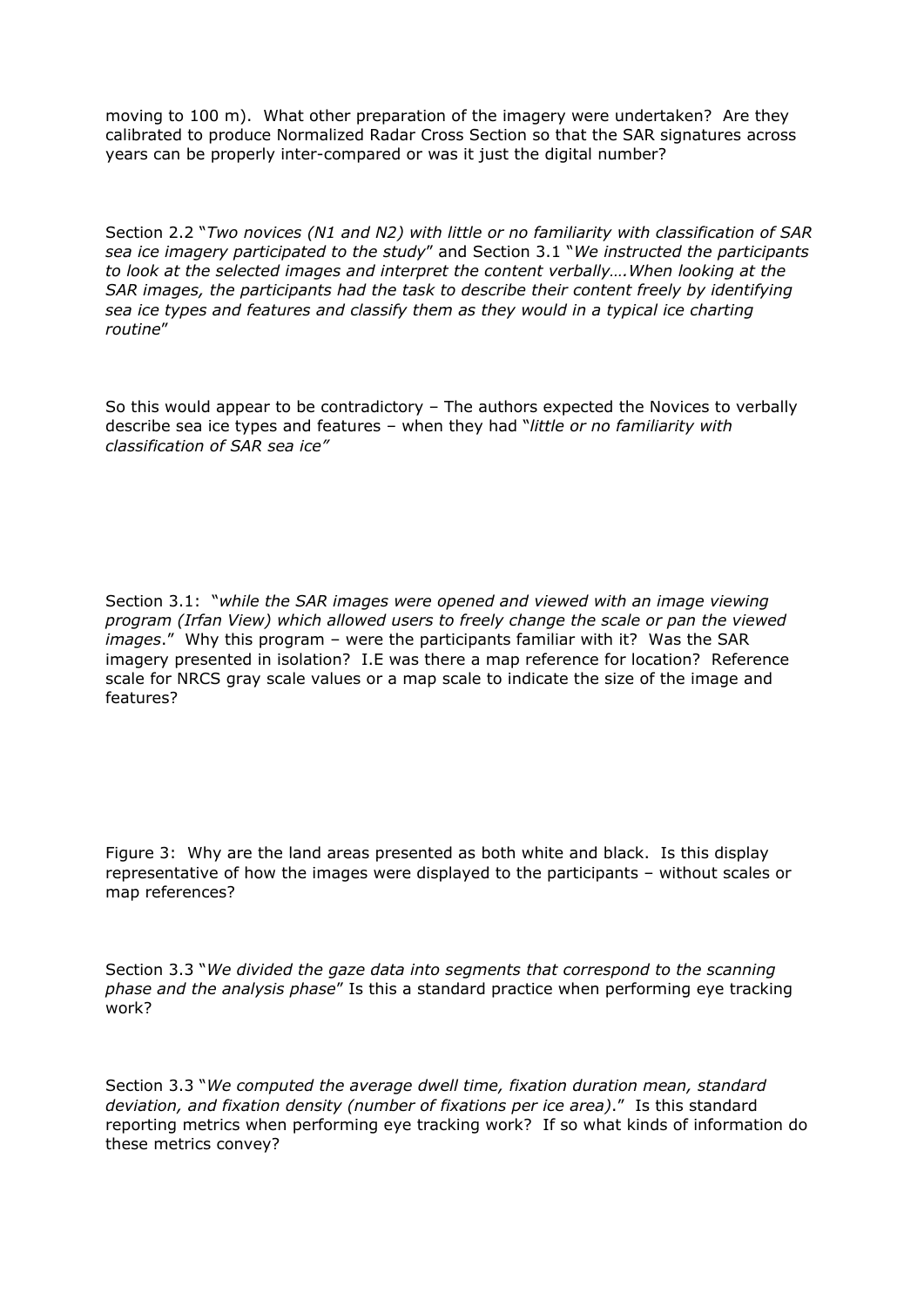moving to 100 m). What other preparation of the imagery were undertaken? Are they calibrated to produce Normalized Radar Cross Section so that the SAR signatures across years can be properly inter-compared or was it just the digital number?

Section 2.2 "*Two novices (N1 and N2) with little or no familiarity with classification of SAR sea ice imagery participated to the study*" and Section 3.1 "*We instructed the participants to look at the selected images and interpret the content verbally….When looking at the SAR images, the participants had the task to describe their content freely by identifying sea ice types and features and classify them as they would in a typical ice charting routine*"

So this would appear to be contradictory – The authors expected the Novices to verbally describe sea ice types and features – when they had "*little or no familiarity with classification of SAR sea ice"*

Section 3.1: "*while the SAR images were opened and viewed with an image viewing program (Irfan View) which allowed users to freely change the scale or pan the viewed images*." Why this program – were the participants familiar with it? Was the SAR imagery presented in isolation? I.E was there a map reference for location? Reference scale for NRCS gray scale values or a map scale to indicate the size of the image and features?

Figure 3: Why are the land areas presented as both white and black. Is this display representative of how the images were displayed to the participants – without scales or map references?

Section 3.3 "*We divided the gaze data into segments that correspond to the scanning phase and the analysis phase*" Is this a standard practice when performing eye tracking work?

Section 3.3 "*We computed the average dwell time, fixation duration mean, standard deviation, and fixation density (number of fixations per ice area)*." Is this standard reporting metrics when performing eye tracking work? If so what kinds of information do these metrics convey?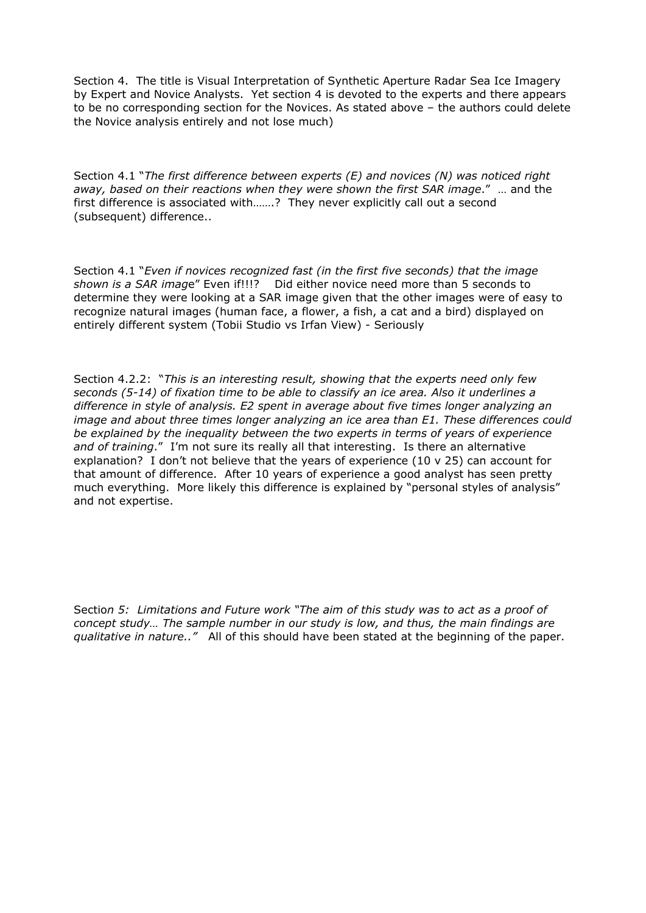Section 4. The title is Visual Interpretation of Synthetic Aperture Radar Sea Ice Imagery by Expert and Novice Analysts. Yet section 4 is devoted to the experts and there appears to be no corresponding section for the Novices. As stated above – the authors could delete the Novice analysis entirely and not lose much)

Section 4.1 "*The first difference between experts (E) and novices (N) was noticed right away, based on their reactions when they were shown the first SAR image*." … and the first difference is associated with…….? They never explicitly call out a second (subsequent) difference..

Section 4.1 "*Even if novices recognized fast (in the first five seconds) that the image shown is a SAR image*" Even if!!!? Did either novice need more than 5 seconds to determine they were looking at a SAR image given that the other images were of easy to recognize natural images (human face, a flower, a fish, a cat and a bird) displayed on entirely different system (Tobii Studio vs Irfan View) - Seriously

Section 4.2.2: "*This is an interesting result, showing that the experts need only few seconds (5-14) of fixation time to be able to classify an ice area. Also it underlines a difference in style of analysis. E2 spent in average about five times longer analyzing an image and about three times longer analyzing an ice area than E1. These differences could be explained by the inequality between the two experts in terms of years of experience and of training*." I'm not sure its really all that interesting. Is there an alternative explanation? I don't not believe that the years of experience (10 v 25) can account for that amount of difference. After 10 years of experience a good analyst has seen pretty much everything. More likely this difference is explained by "personal styles of analysis" and not expertise.

Section *5: Limitations and Future work "The aim of this study was to act as a proof of concept study… The sample number in our study is low, and thus, the main findings are qualitative in nature.."* All of this should have been stated at the beginning of the paper.